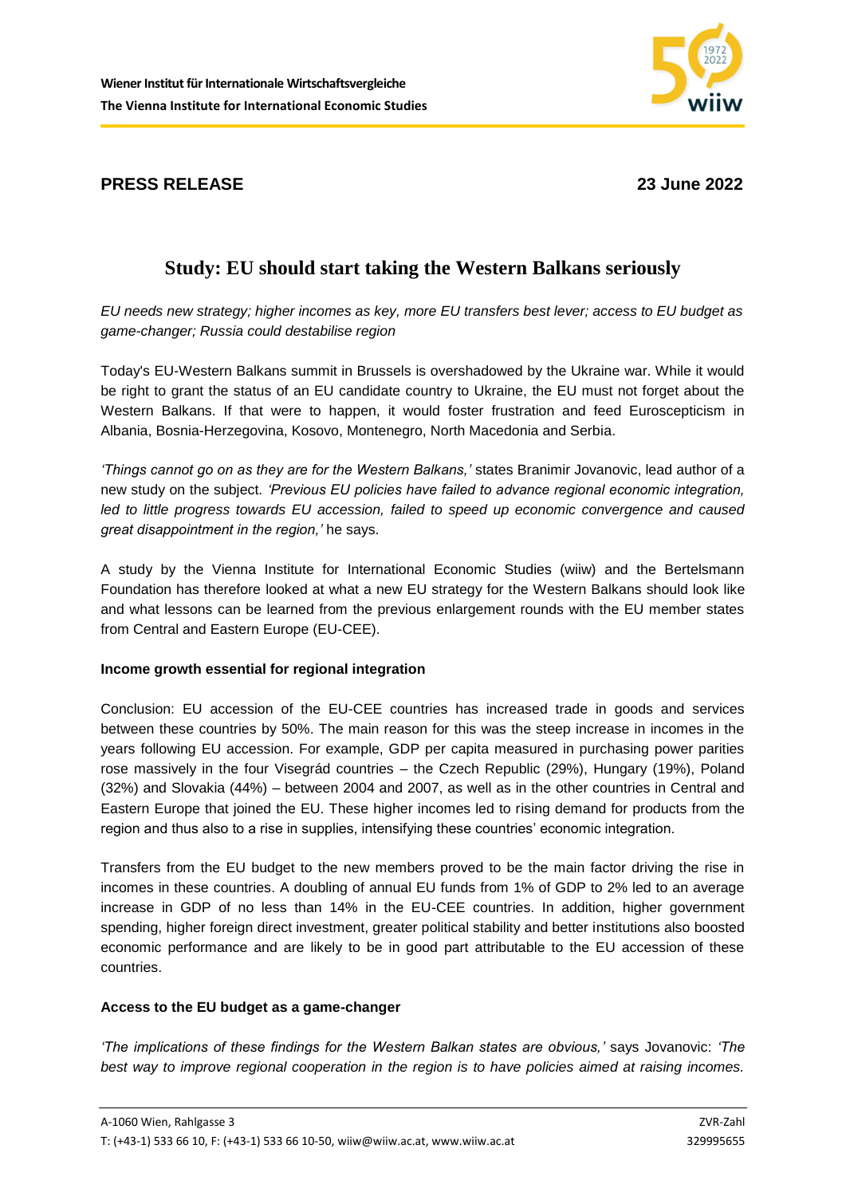**Wiener Institut für Internationale Wirtschaftsvergleiche**
**The Vienna Institute for International Economic Studies**

**PRESS RELEASE** **23 June 2022**

# Study: EU should start taking the Western Balkans seriously

*EU needs new strategy; higher incomes as key, more EU transfers best lever; access to EU budget as game-changer; Russia could destabilise region*

Today's EU-Western Balkans summit in Brussels is overshadowed by the Ukraine war. While it would be right to grant the status of an EU candidate country to Ukraine, the EU must not forget about the Western Balkans. If that were to happen, it would foster frustration and feed Euroscepticism in Albania, Bosnia-Herzegovina, Kosovo, Montenegro, North Macedonia and Serbia.

*'Things cannot go on as they are for the Western Balkans,'* states Branimir Jovanovic, lead author of a new study on the subject. *'Previous EU policies have failed to advance regional economic integration, led to little progress towards EU accession, failed to speed up economic convergence and caused great disappointment in the region,'* he says.

A study by the Vienna Institute for International Economic Studies (wiiw) and the Bertelsmann Foundation has therefore looked at what a new EU strategy for the Western Balkans should look like and what lessons can be learned from the previous enlargement rounds with the EU member states from Central and Eastern Europe (EU-CEE).

## Income growth essential for regional integration

Conclusion: EU accession of the EU-CEE countries has increased trade in goods and services between these countries by 50%. The main reason for this was the steep increase in incomes in the years following EU accession. For example, GDP per capita measured in purchasing power parities rose massively in the four Visegrád countries – the Czech Republic (29%), Hungary (19%), Poland (32%) and Slovakia (44%) – between 2004 and 2007, as well as in the other countries in Central and Eastern Europe that joined the EU. These higher incomes led to rising demand for products from the region and thus also to a rise in supplies, intensifying these countries' economic integration.

Transfers from the EU budget to the new members proved to be the main factor driving the rise in incomes in these countries. A doubling of annual EU funds from 1% of GDP to 2% led to an average increase in GDP of no less than 14% in the EU-CEE countries. In addition, higher government spending, higher foreign direct investment, greater political stability and better institutions also boosted economic performance and are likely to be in good part attributable to the EU accession of these countries.

## Access to the EU budget as a game-changer

*'The implications of these findings for the Western Balkan states are obvious,'* says Jovanovic: *'The best way to improve regional cooperation in the region is to have policies aimed at raising incomes.*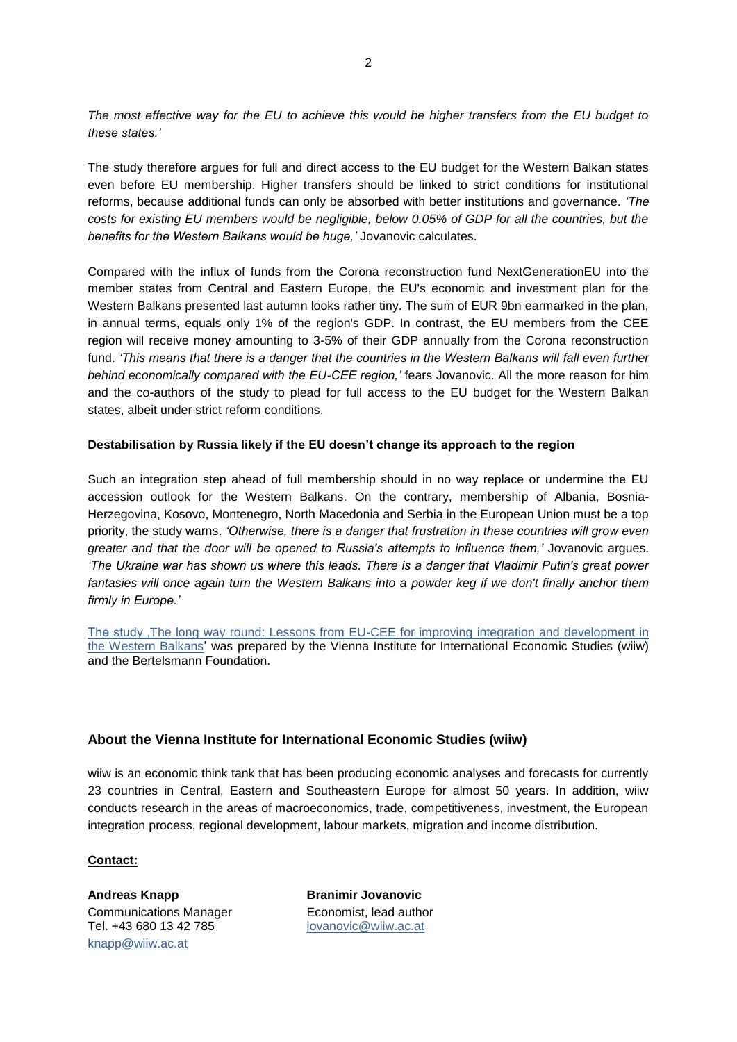*The most effective way for the EU to achieve this would be higher transfers from the EU budget to these states.'*

The study therefore argues for full and direct access to the EU budget for the Western Balkan states even before EU membership. Higher transfers should be linked to strict conditions for institutional reforms, because additional funds can only be absorbed with better institutions and governance. *'The costs for existing EU members would be negligible, below 0.05% of GDP for all the countries, but the benefits for the Western Balkans would be huge,'* Jovanovic calculates.

Compared with the influx of funds from the Corona reconstruction fund NextGenerationEU into the member states from Central and Eastern Europe, the EU's economic and investment plan for the Western Balkans presented last autumn looks rather tiny. The sum of EUR 9bn earmarked in the plan, in annual terms, equals only 1% of the region's GDP. In contrast, the EU members from the CEE region will receive money amounting to 3-5% of their GDP annually from the Corona reconstruction fund. *'This means that there is a danger that the countries in the Western Balkans will fall even further behind economically compared with the EU-CEE region,'* fears Jovanovic. All the more reason for him and the co-authors of the study to plead for full access to the EU budget for the Western Balkan states, albeit under strict reform conditions.

**Destabilisation by Russia likely if the EU doesn't change its approach to the region**

Such an integration step ahead of full membership should in no way replace or undermine the EU accession outlook for the Western Balkans. On the contrary, membership of Albania, Bosnia-Herzegovina, Kosovo, Montenegro, North Macedonia and Serbia in the European Union must be a top priority, the study warns. *'Otherwise, there is a danger that frustration in these countries will grow even greater and that the door will be opened to Russia's attempts to influence them,'* Jovanovic argues. *'The Ukraine war has shown us where this leads. There is a danger that Vladimir Putin's great power fantasies will once again turn the Western Balkans into a powder keg if we don't finally anchor them firmly in Europe.'*

The study ‚The long way round: Lessons from EU-CEE for improving integration and development in the Western Balkans' was prepared by the Vienna Institute for International Economic Studies (wiiw) and the Bertelsmann Foundation.

## About the Vienna Institute for International Economic Studies (wiiw)

wiiw is an economic think tank that has been producing economic analyses and forecasts for currently 23 countries in Central, Eastern and Southeastern Europe for almost 50 years. In addition, wiiw conducts research in the areas of macroeconomics, trade, competitiveness, investment, the European integration process, regional development, labour markets, migration and income distribution.

**Contact:**

**Andreas Knapp**
Communications Manager
Tel. +43 680 13 42 785
knapp@wiiw.ac.at

**Branimir Jovanovic**
Economist, lead author
jovanovic@wiiw.ac.at